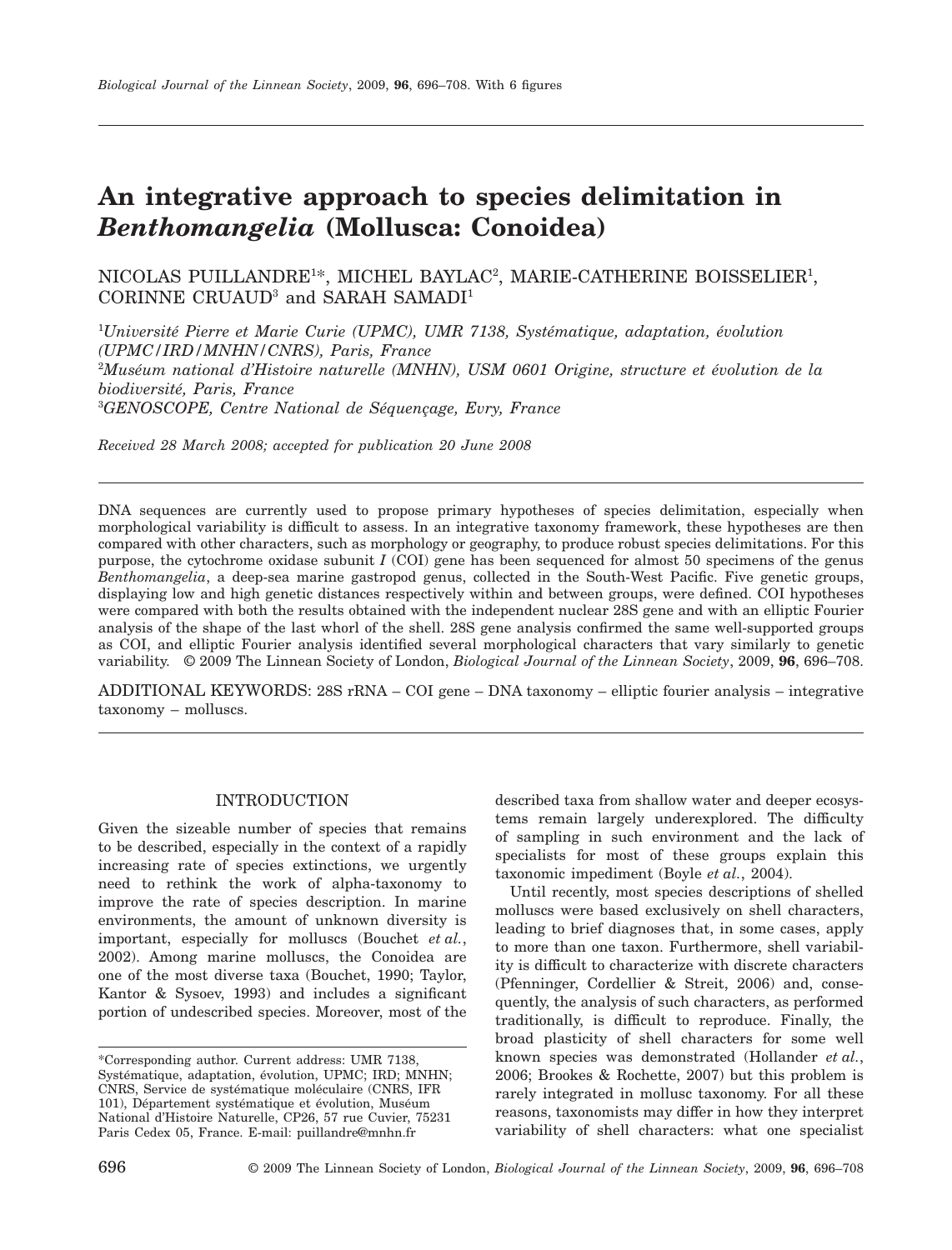# An integrative approach to species delimitation in *Benthomangelia* (Mollusca: Conoidea)

NICOLAS PUILLANDRE[1*], MICHEL BAYLAC[2], MARIE-CATHERINE BOISSELIER[1], CORINNE CRUAUD[3] and SARAH SAMADI[1]

[1]*Université Pierre et Marie Curie (UPMC), UMR 7138, Systématique, adaptation, évolution (UPMC/IRD/MNHN/CNRS), Paris, France*
[2]*Muséum national d'Histoire naturelle (MNHN), USM 0601 Origine, structure et évolution de la biodiversité, Paris, France*
[3]*GENOSCOPE, Centre National de Séquençage, Evry, France*

*Received 28 March 2008; accepted for publication 20 June 2008*

DNA sequences are currently used to propose primary hypotheses of species delimitation, especially when morphological variability is difficult to assess. In an integrative taxonomy framework, these hypotheses are then compared with other characters, such as morphology or geography, to produce robust species delimitations. For this purpose, the cytochrome oxidase subunit *I* (COI) gene has been sequenced for almost 50 specimens of the genus *Benthomangelia*, a deep-sea marine gastropod genus, collected in the South-West Pacific. Five genetic groups, displaying low and high genetic distances respectively within and between groups, were defined. COI hypotheses were compared with both the results obtained with the independent nuclear 28S gene and with an elliptic Fourier analysis of the shape of the last whorl of the shell. 28S gene analysis confirmed the same well-supported groups as COI, and elliptic Fourier analysis identified several morphological characters that vary similarly to genetic variability. © 2009 The Linnean Society of London, *Biological Journal of the Linnean Society*, 2009, **96**, 696–708.

ADDITIONAL KEYWORDS: 28S rRNA – COI gene – DNA taxonomy – elliptic fourier analysis – integrative taxonomy – molluscs.

## INTRODUCTION

Given the sizeable number of species that remains to be described, especially in the context of a rapidly increasing rate of species extinctions, we urgently need to rethink the work of alpha-taxonomy to improve the rate of species description. In marine environments, the amount of unknown diversity is important, especially for molluscs (Bouchet *et al.*, 2002). Among marine molluscs, the Conoidea are one of the most diverse taxa (Bouchet, 1990; Taylor, Kantor & Sysoev, 1993) and includes a significant portion of undescribed species. Moreover, most of the described taxa from shallow water and deeper ecosystems remain largely underexplored. The difficulty of sampling in such environment and the lack of specialists for most of these groups explain this taxonomic impediment (Boyle *et al.*, 2004).

Until recently, most species descriptions of shelled molluscs were based exclusively on shell characters, leading to brief diagnoses that, in some cases, apply to more than one taxon. Furthermore, shell variability is difficult to characterize with discrete characters (Pfenninger, Cordellier & Streit, 2006) and, consequently, the analysis of such characters, as performed traditionally, is difficult to reproduce. Finally, the broad plasticity of shell characters for some well known species was demonstrated (Hollander *et al.*, 2006; Brookes & Rochette, 2007) but this problem is rarely integrated in mollusc taxonomy. For all these reasons, taxonomists may differ in how they interpret variability of shell characters: what one specialist

\*Corresponding author. Current address: UMR 7138, Systématique, adaptation, évolution, UPMC; IRD; MNHN; CNRS, Service de systématique moléculaire (CNRS, IFR 101), Département systématique et évolution, Muséum National d'Histoire Naturelle, CP26, 57 rue Cuvier, 75231 Paris Cedex 05, France. E-mail: puillandre@mnhn.fr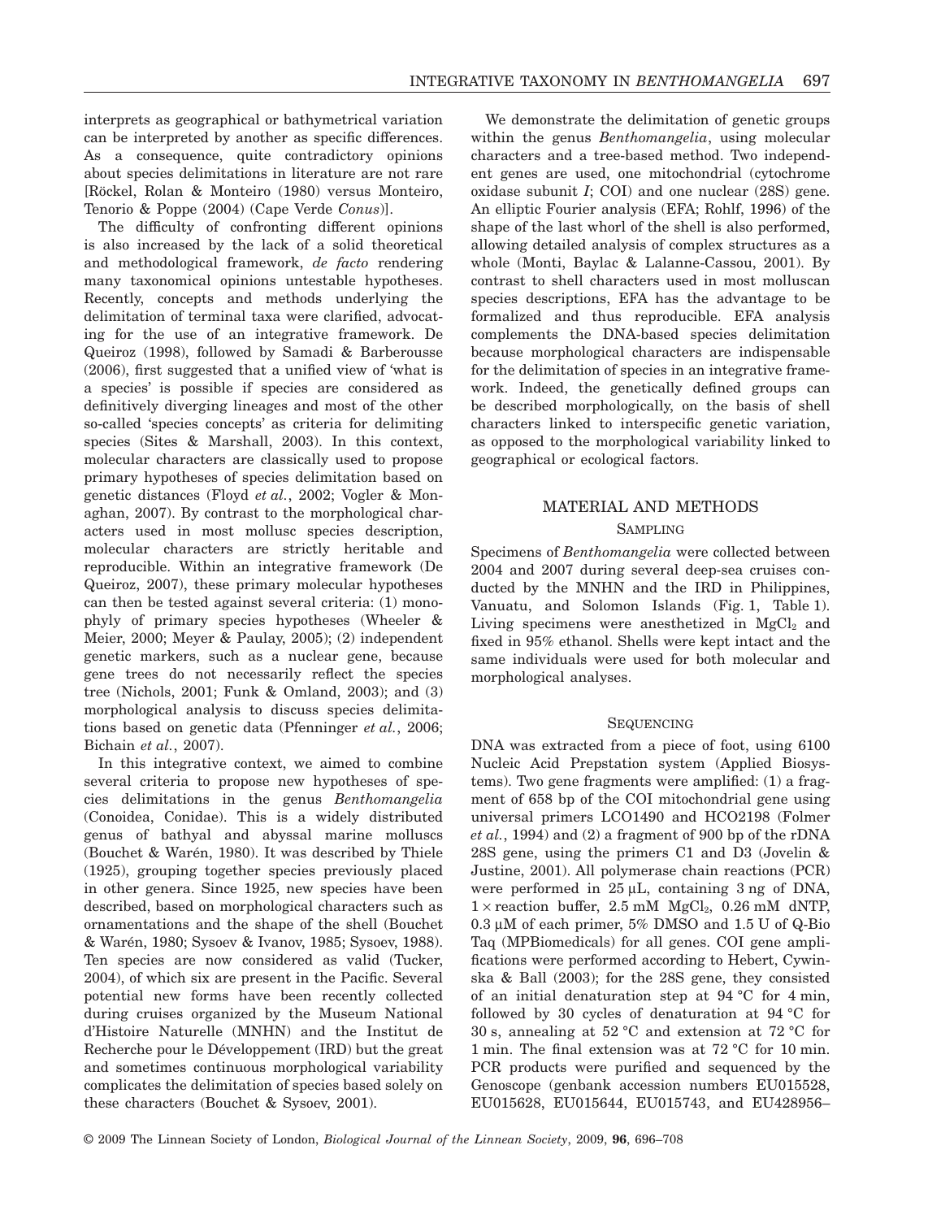interprets as geographical or bathymetrical variation can be interpreted by another as specific differences. As a consequence, quite contradictory opinions about species delimitations in literature are not rare [Röckel, Rolan & Monteiro (1980) versus Monteiro, Tenorio & Poppe (2004) (Cape Verde *Conus*)].

The difficulty of confronting different opinions is also increased by the lack of a solid theoretical and methodological framework, *de facto* rendering many taxonomical opinions untestable hypotheses. Recently, concepts and methods underlying the delimitation of terminal taxa were clarified, advocating for the use of an integrative framework. De Queiroz (1998), followed by Samadi & Barberousse (2006), first suggested that a unified view of 'what is a species' is possible if species are considered as definitively diverging lineages and most of the other so-called 'species concepts' as criteria for delimiting species (Sites & Marshall, 2003). In this context, molecular characters are classically used to propose primary hypotheses of species delimitation based on genetic distances (Floyd *et al.*, 2002; Vogler & Monaghan, 2007). By contrast to the morphological characters used in most mollusc species description, molecular characters are strictly heritable and reproducible. Within an integrative framework (De Queiroz, 2007), these primary molecular hypotheses can then be tested against several criteria: (1) monophyly of primary species hypotheses (Wheeler & Meier, 2000; Meyer & Paulay, 2005); (2) independent genetic markers, such as a nuclear gene, because gene trees do not necessarily reflect the species tree (Nichols, 2001; Funk & Omland, 2003); and (3) morphological analysis to discuss species delimitations based on genetic data (Pfenninger *et al.*, 2006; Bichain *et al.*, 2007).

In this integrative context, we aimed to combine several criteria to propose new hypotheses of species delimitations in the genus *Benthomangelia* (Conoidea, Conidae). This is a widely distributed genus of bathyal and abyssal marine molluscs (Bouchet & Warén, 1980). It was described by Thiele (1925), grouping together species previously placed in other genera. Since 1925, new species have been described, based on morphological characters such as ornamentations and the shape of the shell (Bouchet & Warén, 1980; Sysoev & Ivanov, 1985; Sysoev, 1988). Ten species are now considered as valid (Tucker, 2004), of which six are present in the Pacific. Several potential new forms have been recently collected during cruises organized by the Museum National d'Histoire Naturelle (MNHN) and the Institut de Recherche pour le Développement (IRD) but the great and sometimes continuous morphological variability complicates the delimitation of species based solely on these characters (Bouchet & Sysoev, 2001).

We demonstrate the delimitation of genetic groups within the genus *Benthomangelia*, using molecular characters and a tree-based method. Two independent genes are used, one mitochondrial (cytochrome oxidase subunit *I*; COI) and one nuclear (28S) gene. An elliptic Fourier analysis (EFA; Rohlf, 1996) of the shape of the last whorl of the shell is also performed, allowing detailed analysis of complex structures as a whole (Monti, Baylac & Lalanne-Cassou, 2001). By contrast to shell characters used in most molluscan species descriptions, EFA has the advantage to be formalized and thus reproducible. EFA analysis complements the DNA-based species delimitation because morphological characters are indispensable for the delimitation of species in an integrative framework. Indeed, the genetically defined groups can be described morphologically, on the basis of shell characters linked to interspecific genetic variation, as opposed to the morphological variability linked to geographical or ecological factors.

## MATERIAL AND METHODS

### SAMPLING

Specimens of *Benthomangelia* were collected between 2004 and 2007 during several deep-sea cruises conducted by the MNHN and the IRD in Philippines, Vanuatu, and Solomon Islands (Fig. 1, Table 1). Living specimens were anesthetized in $MgCl_2$ and fixed in 95% ethanol. Shells were kept intact and the same individuals were used for both molecular and morphological analyses.

### SEQUENCING

DNA was extracted from a piece of foot, using 6100 Nucleic Acid Prepstation system (Applied Biosystems). Two gene fragments were amplified: (1) a fragment of 658 bp of the COI mitochondrial gene using universal primers LCO1490 and HCO2198 (Folmer *et al.*, 1994) and (2) a fragment of 900 bp of the rDNA 28S gene, using the primers C1 and D3 (Jovelin & Justine, 2001). All polymerase chain reactions (PCR) were performed in 25 μL, containing 3 ng of DNA, 1 × reaction buffer, 2.5 mM $MgCl_2$, 0.26 mM dNTP, 0.3 μM of each primer, 5% DMSO and 1.5 U of Q-Bio Taq (MPBiomedicals) for all genes. COI gene amplifications were performed according to Hebert, Cywinska & Ball (2003); for the 28S gene, they consisted of an initial denaturation step at 94 °C for 4 min, followed by 30 cycles of denaturation at 94 °C for 30 s, annealing at 52 °C and extension at 72 °C for 1 min. The final extension was at 72 °C for 10 min. PCR products were purified and sequenced by the Genoscope (genbank accession numbers EU015528, EU015628, EU015644, EU015743, and EU428956–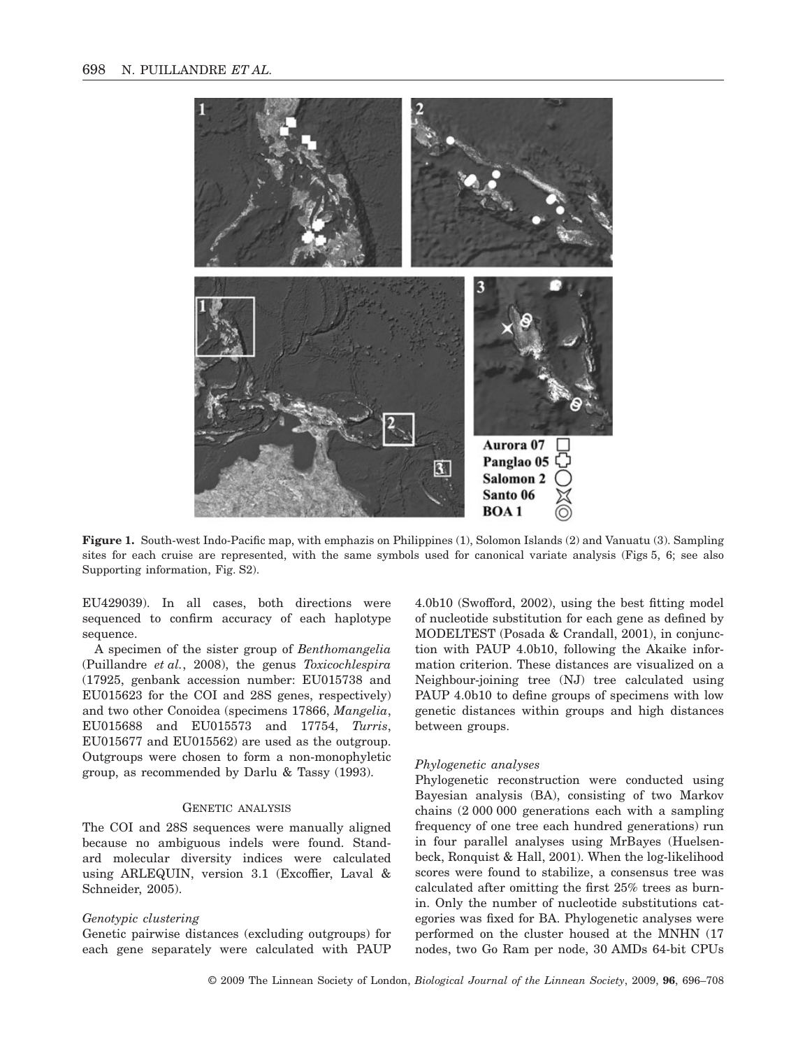**Figure 1.** South-west Indo-Pacific map, with emphazis on Philippines (1), Solomon Islands (2) and Vanuatu (3). Sampling sites for each cruise are represented, with the same symbols used for canonical variate analysis (Figs 5, 6; see also Supporting information, Fig. S2).

EU429039). In all cases, both directions were sequenced to confirm accuracy of each haplotype sequence.

A specimen of the sister group of *Benthomangelia* (Puillandre *et al.*, 2008), the genus *Toxicochlespira* (17925, genbank accession number: EU015738 and EU015623 for the COI and 28S genes, respectively) and two other Conoidea (specimens 17866, *Mangelia*, EU015688 and EU015573 and 17754, *Turris*, EU015677 and EU015562) are used as the outgroup. Outgroups were chosen to form a non-monophyletic group, as recommended by Darlu & Tassy (1993).

### Genetic analysis

The COI and 28S sequences were manually aligned because no ambiguous indels were found. Standard molecular diversity indices were calculated using ARLEQUIN, version 3.1 (Excoffier, Laval & Schneider, 2005).

#### *Genotypic clustering*

Genetic pairwise distances (excluding outgroups) for each gene separately were calculated with PAUP 4.0b10 (Swofford, 2002), using the best fitting model of nucleotide substitution for each gene as defined by MODELTEST (Posada & Crandall, 2001), in conjunction with PAUP 4.0b10, following the Akaike information criterion. These distances are visualized on a Neighbour-joining tree (NJ) tree calculated using PAUP 4.0b10 to define groups of specimens with low genetic distances within groups and high distances between groups.

#### *Phylogenetic analyses*

Phylogenetic reconstruction were conducted using Bayesian analysis (BA), consisting of two Markov chains (2 000 000 generations each with a sampling frequency of one tree each hundred generations) run in four parallel analyses using MrBayes (Huelsenbeck, Ronquist & Hall, 2001). When the log-likelihood scores were found to stabilize, a consensus tree was calculated after omitting the first 25% trees as burn-in. Only the number of nucleotide substitutions categories was fixed for BA. Phylogenetic analyses were performed on the cluster housed at the MNHN (17 nodes, two Go Ram per node, 30 AMDs 64-bit CPUs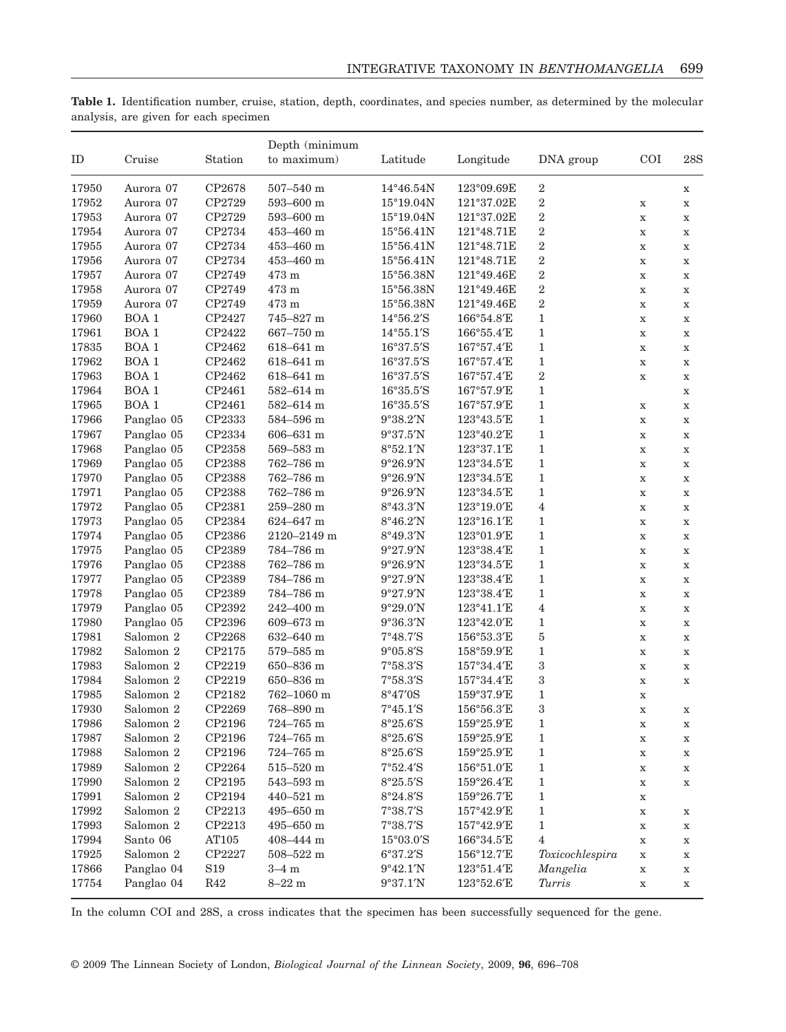**Table 1.** Identification number, cruise, station, depth, coordinates, and species number, as determined by the molecular analysis, are given for each specimen

| ID | Cruise | Station | Depth (minimum to maximum) | Latitude | Longitude | DNA group | COI | 28S |
|---|---|---|---|---|---|---|---|---|
| 17950 | Aurora 07 | CP2678 | 507–540 m | 14°46.54N | 123°09.69E | 2 | | x |
| 17952 | Aurora 07 | CP2729 | 593–600 m | 15°19.04N | 121°37.02E | 2 | x | x |
| 17953 | Aurora 07 | CP2729 | 593–600 m | 15°19.04N | 121°37.02E | 2 | x | x |
| 17954 | Aurora 07 | CP2734 | 453–460 m | 15°56.41N | 121°48.71E | 2 | x | x |
| 17955 | Aurora 07 | CP2734 | 453–460 m | 15°56.41N | 121°48.71E | 2 | x | x |
| 17956 | Aurora 07 | CP2734 | 453–460 m | 15°56.41N | 121°48.71E | 2 | x | x |
| 17957 | Aurora 07 | CP2749 | 473 m | 15°56.38N | 121°49.46E | 2 | x | x |
| 17958 | Aurora 07 | CP2749 | 473 m | 15°56.38N | 121°49.46E | 2 | x | x |
| 17959 | Aurora 07 | CP2749 | 473 m | 15°56.38N | 121°49.46E | 2 | x | x |
| 17960 | BOA 1 | CP2427 | 745–827 m | 14°56.2′S | 166°54.8′E | 1 | x | x |
| 17961 | BOA 1 | CP2422 | 667–750 m | 14°55.1′S | 166°55.4′E | 1 | x | x |
| 17835 | BOA 1 | CP2462 | 618–641 m | 16°37.5′S | 167°57.4′E | 1 | x | x |
| 17962 | BOA 1 | CP2462 | 618–641 m | 16°37.5′S | 167°57.4′E | 1 | x | x |
| 17963 | BOA 1 | CP2462 | 618–641 m | 16°37.5′S | 167°57.4′E | 2 | x | x |
| 17964 | BOA 1 | CP2461 | 582–614 m | 16°35.5′S | 167°57.9′E | 1 | | x |
| 17965 | BOA 1 | CP2461 | 582–614 m | 16°35.5′S | 167°57.9′E | 1 | x | x |
| 17966 | Panglao 05 | CP2333 | 584–596 m | 9°38.2′N | 123°43.5′E | 1 | x | x |
| 17967 | Panglao 05 | CP2334 | 606–631 m | 9°37.5′N | 123°40.2′E | 1 | x | x |
| 17968 | Panglao 05 | CP2358 | 569–583 m | 8°52.1′N | 123°37.1′E | 1 | x | x |
| 17969 | Panglao 05 | CP2388 | 762–786 m | 9°26.9′N | 123°34.5′E | 1 | x | x |
| 17970 | Panglao 05 | CP2388 | 762–786 m | 9°26.9′N | 123°34.5′E | 1 | x | x |
| 17971 | Panglao 05 | CP2388 | 762–786 m | 9°26.9′N | 123°34.5′E | 1 | x | x |
| 17972 | Panglao 05 | CP2381 | 259–280 m | 8°43.3′N | 123°19.0′E | 4 | x | x |
| 17973 | Panglao 05 | CP2384 | 624–647 m | 8°46.2′N | 123°16.1′E | 1 | x | x |
| 17974 | Panglao 05 | CP2386 | 2120–2149 m | 8°49.3′N | 123°01.9′E | 1 | x | x |
| 17975 | Panglao 05 | CP2389 | 784–786 m | 9°27.9′N | 123°38.4′E | 1 | x | x |
| 17976 | Panglao 05 | CP2388 | 762–786 m | 9°26.9′N | 123°34.5′E | 1 | x | x |
| 17977 | Panglao 05 | CP2389 | 784–786 m | 9°27.9′N | 123°38.4′E | 1 | x | x |
| 17978 | Panglao 05 | CP2389 | 784–786 m | 9°27.9′N | 123°38.4′E | 1 | x | x |
| 17979 | Panglao 05 | CP2392 | 242–400 m | 9°29.0′N | 123°41.1′E | 4 | x | x |
| 17980 | Panglao 05 | CP2396 | 609–673 m | 9°36.3′N | 123°42.0′E | 1 | x | x |
| 17981 | Salomon 2 | CP2268 | 632–640 m | 7°48.7′S | 156°53.3′E | 5 | x | x |
| 17982 | Salomon 2 | CP2175 | 579–585 m | 9°05.8′S | 158°59.9′E | 1 | x | x |
| 17983 | Salomon 2 | CP2219 | 650–836 m | 7°58.3′S | 157°34.4′E | 3 | x | x |
| 17984 | Salomon 2 | CP2219 | 650–836 m | 7°58.3′S | 157°34.4′E | 3 | x | x |
| 17985 | Salomon 2 | CP2182 | 762–1060 m | 8°47′0S | 159°37.9′E | 1 | x | |
| 17930 | Salomon 2 | CP2269 | 768–890 m | 7°45.1′S | 156°56.3′E | 3 | x | x |
| 17986 | Salomon 2 | CP2196 | 724–765 m | 8°25.6′S | 159°25.9′E | 1 | x | x |
| 17987 | Salomon 2 | CP2196 | 724–765 m | 8°25.6′S | 159°25.9′E | 1 | x | x |
| 17988 | Salomon 2 | CP2196 | 724–765 m | 8°25.6′S | 159°25.9′E | 1 | x | x |
| 17989 | Salomon 2 | CP2264 | 515–520 m | 7°52.4′S | 156°51.0′E | 1 | x | x |
| 17990 | Salomon 2 | CP2195 | 543–593 m | 8°25.5′S | 159°26.4′E | 1 | x | x |
| 17991 | Salomon 2 | CP2194 | 440–521 m | 8°24.8′S | 159°26.7′E | 1 | x | |
| 17992 | Salomon 2 | CP2213 | 495–650 m | 7°38.7′S | 157°42.9′E | 1 | x | x |
| 17993 | Salomon 2 | CP2213 | 495–650 m | 7°38.7′S | 157°42.9′E | 1 | x | x |
| 17994 | Santo 06 | AT105 | 408–444 m | 15°03.0′S | 166°34.5′E | 4 | x | x |
| 17925 | Salomon 2 | CP2227 | 508–522 m | 6°37.2′S | 156°12.7′E | *Toxicochlespira* | x | x |
| 17866 | Panglao 04 | S19 | 3–4 m | 9°42.1′N | 123°51.4′E | *Mangelia* | x | x |
| 17754 | Panglao 04 | R42 | 8–22 m | 9°37.1′N | 123°52.6′E | *Turris* | x | x |

In the column COI and 28S, a cross indicates that the specimen has been successfully sequenced for the gene.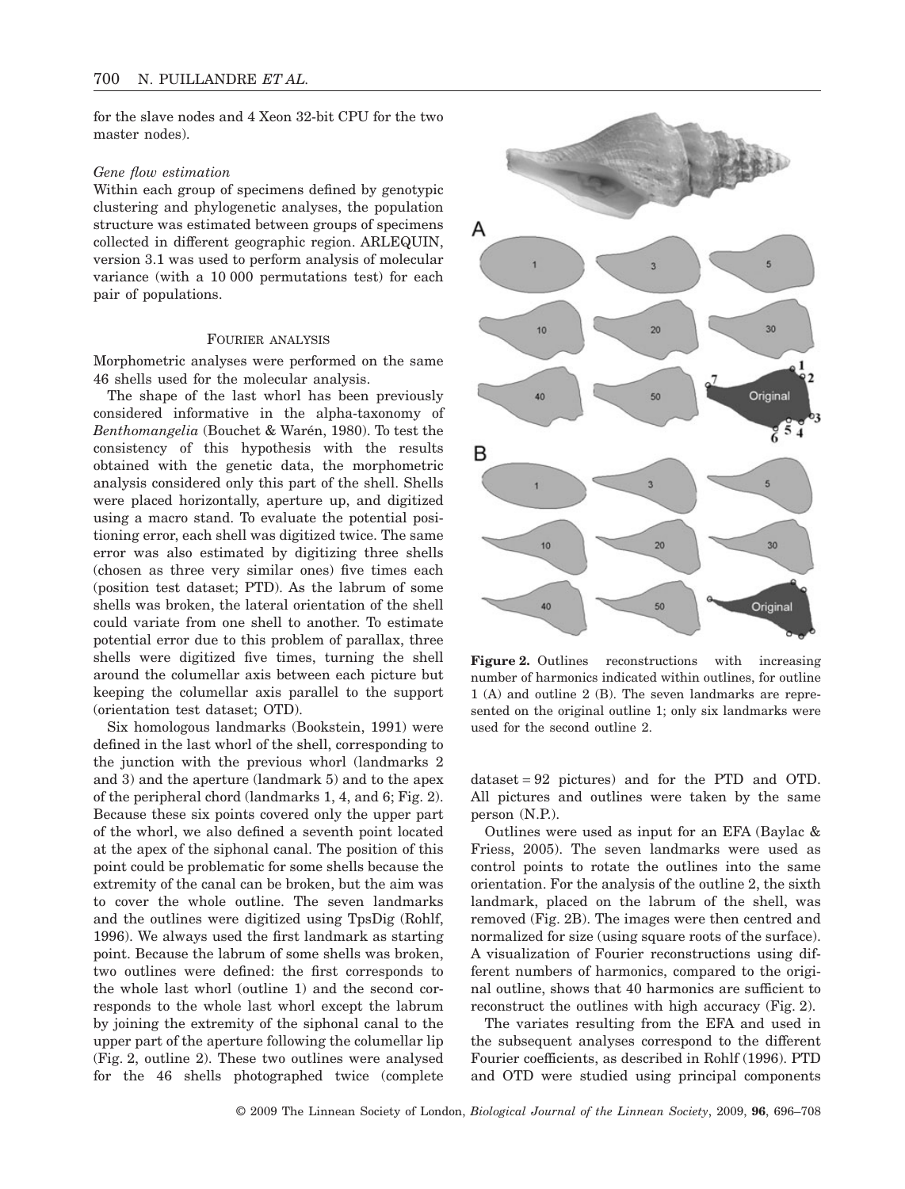for the slave nodes and 4 Xeon 32-bit CPU for the two master nodes).

*Gene flow estimation*

Within each group of specimens defined by genotypic clustering and phylogenetic analyses, the population structure was estimated between groups of specimens collected in different geographic region. ARLEQUIN, version 3.1 was used to perform analysis of molecular variance (with a 10 000 permutations test) for each pair of populations.

## Fourier analysis

Morphometric analyses were performed on the same 46 shells used for the molecular analysis.

The shape of the last whorl has been previously considered informative in the alpha-taxonomy of *Benthomangelia* (Bouchet & Warén, 1980). To test the consistency of this hypothesis with the results obtained with the genetic data, the morphometric analysis considered only this part of the shell. Shells were placed horizontally, aperture up, and digitized using a macro stand. To evaluate the potential positioning error, each shell was digitized twice. The same error was also estimated by digitizing three shells (chosen as three very similar ones) five times each (position test dataset; PTD). As the labrum of some shells was broken, the lateral orientation of the shell could variate from one shell to another. To estimate potential error due to this problem of parallax, three shells were digitized five times, turning the shell around the columellar axis between each picture but keeping the columellar axis parallel to the support (orientation test dataset; OTD).

Six homologous landmarks (Bookstein, 1991) were defined in the last whorl of the shell, corresponding to the junction with the previous whorl (landmarks 2 and 3) and the aperture (landmark 5) and to the apex of the peripheral chord (landmarks 1, 4, and 6; Fig. 2). Because these six points covered only the upper part of the whorl, we also defined a seventh point located at the apex of the siphonal canal. The position of this point could be problematic for some shells because the extremity of the canal can be broken, but the aim was to cover the whole outline. The seven landmarks and the outlines were digitized using TpsDig (Rohlf, 1996). We always used the first landmark as starting point. Because the labrum of some shells was broken, two outlines were defined: the first corresponds to the whole last whorl (outline 1) and the second corresponds to the whole last whorl except the labrum by joining the extremity of the siphonal canal to the upper part of the aperture following the columellar lip (Fig. 2, outline 2). These two outlines were analysed for the 46 shells photographed twice (complete dataset = 92 pictures) and for the PTD and OTD. All pictures and outlines were taken by the same person (N.P.).

**Figure 2.** Outlines reconstructions with increasing number of harmonics indicated within outlines, for outline 1 (A) and outline 2 (B). The seven landmarks are represented on the original outline 1; only six landmarks were used for the second outline 2.

Outlines were used as input for an EFA (Baylac & Friess, 2005). The seven landmarks were used as control points to rotate the outlines into the same orientation. For the analysis of the outline 2, the sixth landmark, placed on the labrum of the shell, was removed (Fig. 2B). The images were then centred and normalized for size (using square roots of the surface). A visualization of Fourier reconstructions using different numbers of harmonics, compared to the original outline, shows that 40 harmonics are sufficient to reconstruct the outlines with high accuracy (Fig. 2).

The variates resulting from the EFA and used in the subsequent analyses correspond to the different Fourier coefficients, as described in Rohlf (1996). PTD and OTD were studied using principal components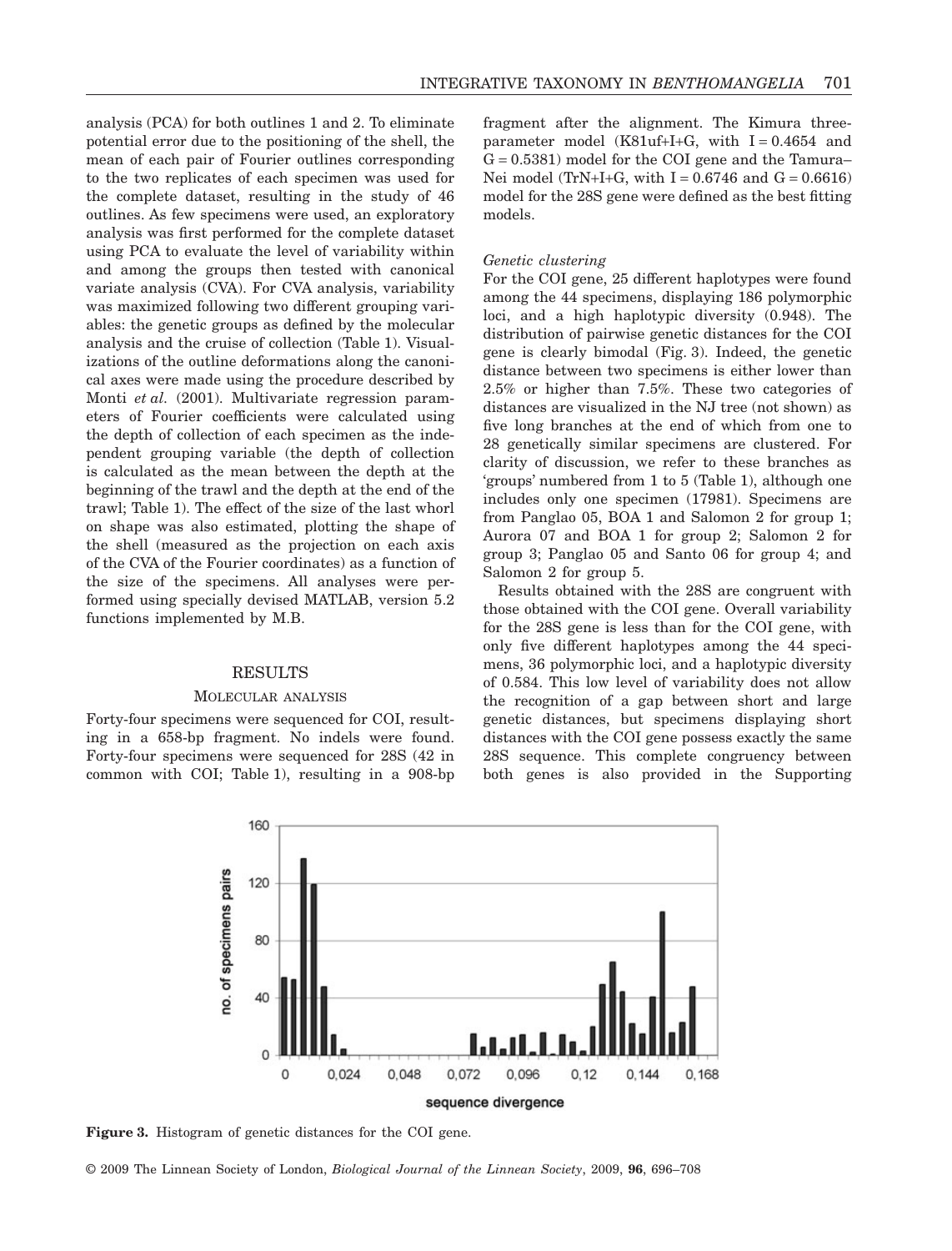analysis (PCA) for both outlines 1 and 2. To eliminate potential error due to the positioning of the shell, the mean of each pair of Fourier outlines corresponding to the two replicates of each specimen was used for the complete dataset, resulting in the study of 46 outlines. As few specimens were used, an exploratory analysis was first performed for the complete dataset using PCA to evaluate the level of variability within and among the groups then tested with canonical variate analysis (CVA). For CVA analysis, variability was maximized following two different grouping variables: the genetic groups as defined by the molecular analysis and the cruise of collection (Table 1). Visualizations of the outline deformations along the canonical axes were made using the procedure described by Monti *et al.* (2001). Multivariate regression parameters of Fourier coefficients were calculated using the depth of collection of each specimen as the independent grouping variable (the depth of collection is calculated as the mean between the depth at the beginning of the trawl and the depth at the end of the trawl; Table 1). The effect of the size of the last whorl on shape was also estimated, plotting the shape of the shell (measured as the projection on each axis of the CVA of the Fourier coordinates) as a function of the size of the specimens. All analyses were performed using specially devised MATLAB, version 5.2 functions implemented by M.B.

## RESULTS

### Molecular analysis

Forty-four specimens were sequenced for COI, resulting in a 658-bp fragment. No indels were found. Forty-four specimens were sequenced for 28S (42 in common with COI; Table 1), resulting in a 908-bp fragment after the alignment. The Kimura three-parameter model (K81uf+I+G, with I = 0.4654 and G = 0.5381) model for the COI gene and the Tamura–Nei model (TrN+I+G, with I = 0.6746 and G = 0.6616) model for the 28S gene were defined as the best fitting models.

#### *Genetic clustering*

For the COI gene, 25 different haplotypes were found among the 44 specimens, displaying 186 polymorphic loci, and a high haplotypic diversity (0.948). The distribution of pairwise genetic distances for the COI gene is clearly bimodal (Fig. 3). Indeed, the genetic distance between two specimens is either lower than 2.5% or higher than 7.5%. These two categories of distances are visualized in the NJ tree (not shown) as five long branches at the end of which from one to 28 genetically similar specimens are clustered. For clarity of discussion, we refer to these branches as 'groups' numbered from 1 to 5 (Table 1), although one includes only one specimen (17981). Specimens are from Panglao 05, BOA 1 and Salomon 2 for group 1; Aurora 07 and BOA 1 for group 2; Salomon 2 for group 3; Panglao 05 and Santo 06 for group 4; and Salomon 2 for group 5.

Results obtained with the 28S are congruent with those obtained with the COI gene. Overall variability for the 28S gene is less than for the COI gene, with only five different haplotypes among the 44 specimens, 36 polymorphic loci, and a haplotypic diversity of 0.584. This low level of variability does not allow the recognition of a gap between short and large genetic distances, but specimens displaying short distances with the COI gene possess exactly the same 28S sequence. This complete congruency between both genes is also provided in the Supporting

**Figure 3.** Histogram of genetic distances for the COI gene.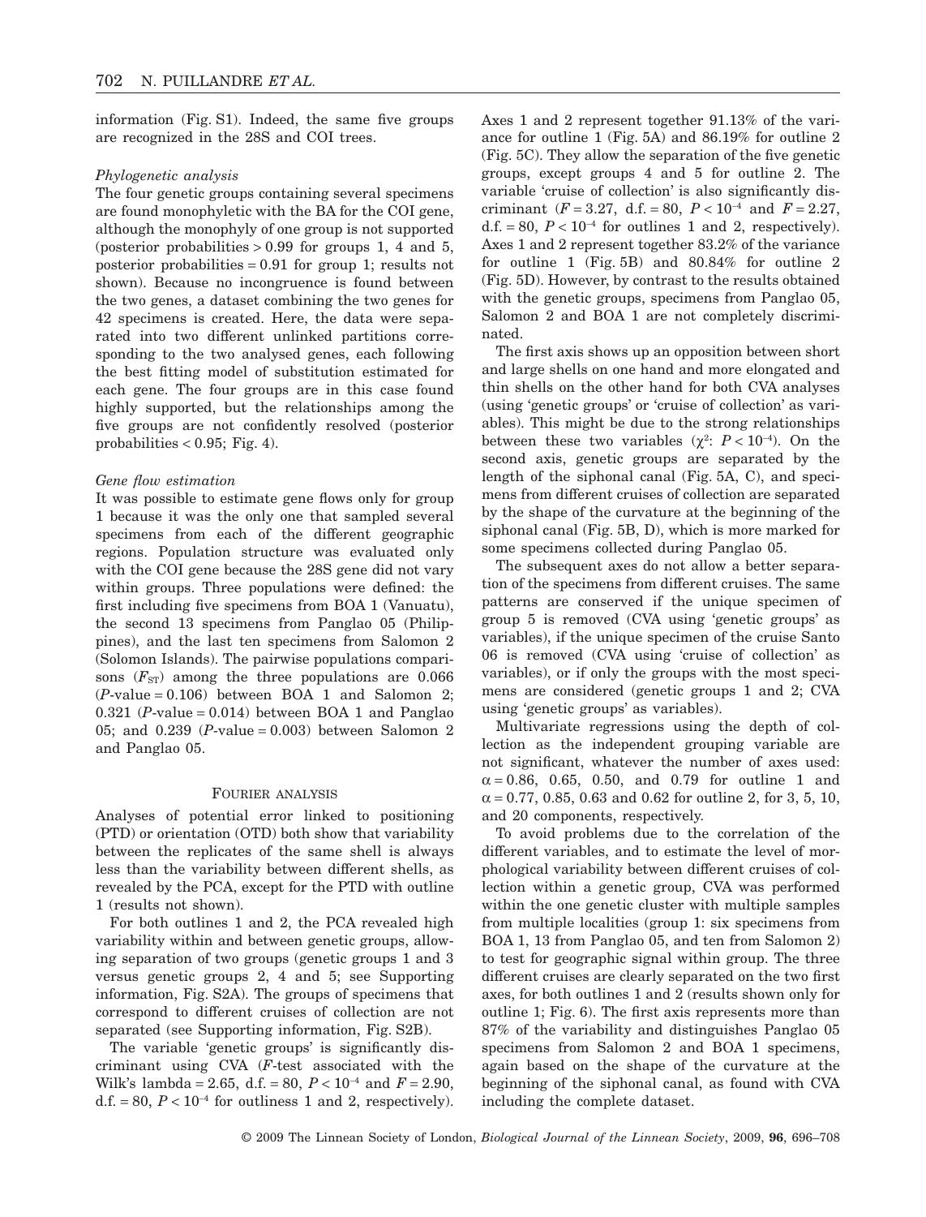information (Fig. S1). Indeed, the same five groups are recognized in the 28S and COI trees.

*Phylogenetic analysis*

The four genetic groups containing several specimens are found monophyletic with the BA for the COI gene, although the monophyly of one group is not supported (posterior probabilities > 0.99 for groups 1, 4 and 5, posterior probabilities = 0.91 for group 1; results not shown). Because no incongruence is found between the two genes, a dataset combining the two genes for 42 specimens is created. Here, the data were separated into two different unlinked partitions corresponding to the two analysed genes, each following the best fitting model of substitution estimated for each gene. The four groups are in this case found highly supported, but the relationships among the five groups are not confidently resolved (posterior probabilities < 0.95; Fig. 4).

*Gene flow estimation*

It was possible to estimate gene flows only for group 1 because it was the only one that sampled several specimens from each of the different geographic regions. Population structure was evaluated only with the COI gene because the 28S gene did not vary within groups. Three populations were defined: the first including five specimens from BOA 1 (Vanuatu), the second 13 specimens from Panglao 05 (Philippines), and the last ten specimens from Salomon 2 (Solomon Islands). The pairwise populations comparisons ($F_{ST}$) among the three populations are 0.066 ($P$-value = 0.106) between BOA 1 and Salomon 2; 0.321 ($P$-value = 0.014) between BOA 1 and Panglao 05; and 0.239 ($P$-value = 0.003) between Salomon 2 and Panglao 05.

## Fourier analysis

Analyses of potential error linked to positioning (PTD) or orientation (OTD) both show that variability between the replicates of the same shell is always less than the variability between different shells, as revealed by the PCA, except for the PTD with outline 1 (results not shown).

For both outlines 1 and 2, the PCA revealed high variability within and between genetic groups, allowing separation of two groups (genetic groups 1 and 3 versus genetic groups 2, 4 and 5; see Supporting information, Fig. S2A). The groups of specimens that correspond to different cruises of collection are not separated (see Supporting information, Fig. S2B).

The variable 'genetic groups' is significantly discriminant using CVA ($F$-test associated with the Wilk's lambda = 2.65, d.f. = 80, $P < 10^{-4}$ and $F = 2.90$, d.f. = 80, $P < 10^{-4}$ for outliness 1 and 2, respectively). Axes 1 and 2 represent together 91.13% of the variance for outline 1 (Fig. 5A) and 86.19% for outline 2 (Fig. 5C). They allow the separation of the five genetic groups, except groups 4 and 5 for outline 2. The variable 'cruise of collection' is also significantly discriminant ($F = 3.27$, d.f. = 80, $P < 10^{-4}$ and $F = 2.27$, d.f. = 80, $P < 10^{-4}$ for outlines 1 and 2, respectively). Axes 1 and 2 represent together 83.2% of the variance for outline 1 (Fig. 5B) and 80.84% for outline 2 (Fig. 5D). However, by contrast to the results obtained with the genetic groups, specimens from Panglao 05, Salomon 2 and BOA 1 are not completely discriminated.

The first axis shows up an opposition between short and large shells on one hand and more elongated and thin shells on the other hand for both CVA analyses (using 'genetic groups' or 'cruise of collection' as variables). This might be due to the strong relationships between these two variables ($\chi^2$: $P < 10^{-4}$). On the second axis, genetic groups are separated by the length of the siphonal canal (Fig. 5A, C), and specimens from different cruises of collection are separated by the shape of the curvature at the beginning of the siphonal canal (Fig. 5B, D), which is more marked for some specimens collected during Panglao 05.

The subsequent axes do not allow a better separation of the specimens from different cruises. The same patterns are conserved if the unique specimen of group 5 is removed (CVA using 'genetic groups' as variables), if the unique specimen of the cruise Santo 06 is removed (CVA using 'cruise of collection' as variables), or if only the groups with the most specimens are considered (genetic groups 1 and 2; CVA using 'genetic groups' as variables).

Multivariate regressions using the depth of collection as the independent grouping variable are not significant, whatever the number of axes used: $\alpha = 0.86$, 0.65, 0.50, and 0.79 for outline 1 and $\alpha = 0.77$, 0.85, 0.63 and 0.62 for outline 2, for 3, 5, 10, and 20 components, respectively.

To avoid problems due to the correlation of the different variables, and to estimate the level of morphological variability between different cruises of collection within a genetic group, CVA was performed within the one genetic cluster with multiple samples from multiple localities (group 1: six specimens from BOA 1, 13 from Panglao 05, and ten from Salomon 2) to test for geographic signal within group. The three different cruises are clearly separated on the two first axes, for both outlines 1 and 2 (results shown only for outline 1; Fig. 6). The first axis represents more than 87% of the variability and distinguishes Panglao 05 specimens from Salomon 2 and BOA 1 specimens, again based on the shape of the curvature at the beginning of the siphonal canal, as found with CVA including the complete dataset.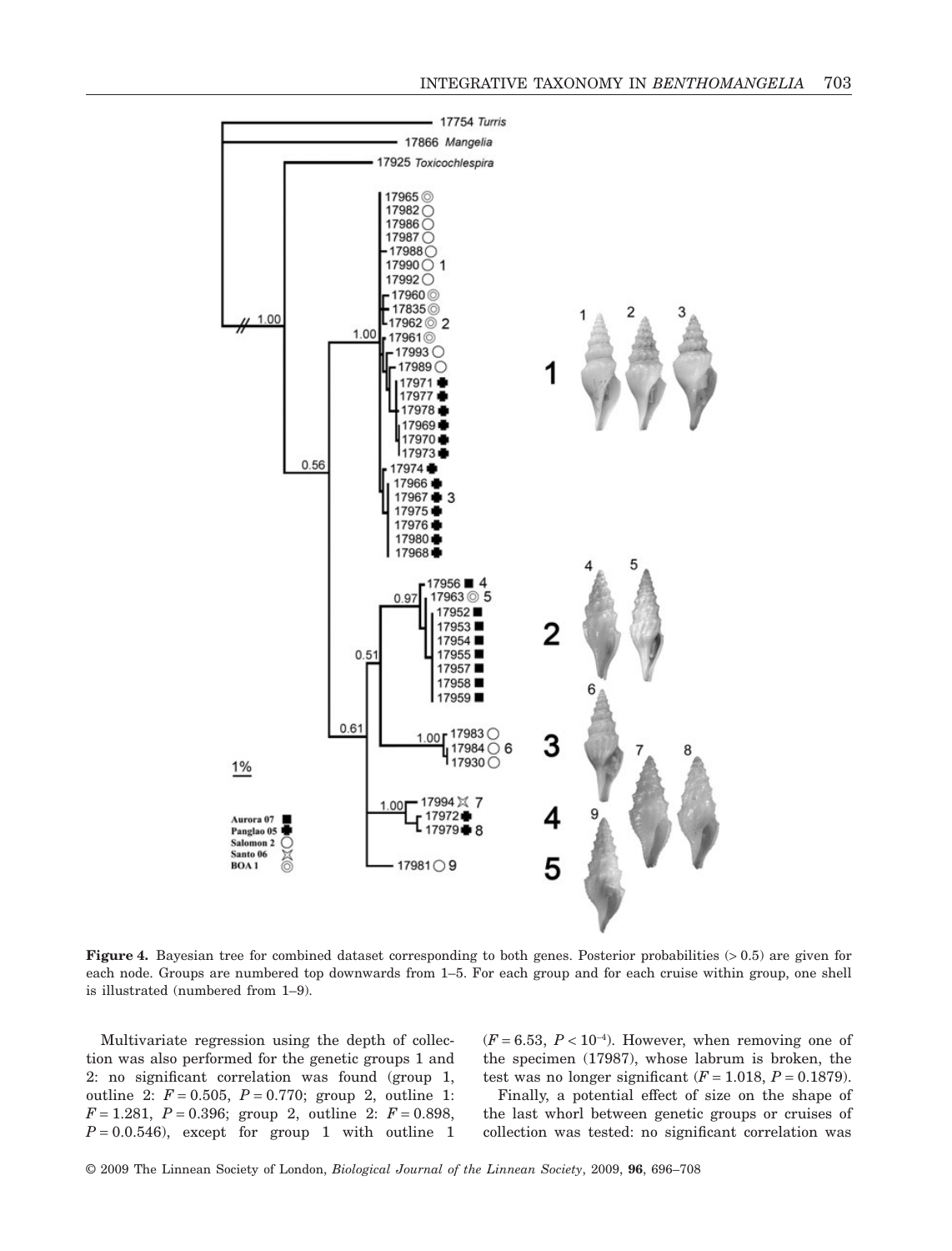**Figure 4.** Bayesian tree for combined dataset corresponding to both genes. Posterior probabilities (> 0.5) are given for each node. Groups are numbered top downwards from 1–5. For each group and for each cruise within group, one shell is illustrated (numbered from 1–9).

Multivariate regression using the depth of collection was also performed for the genetic groups 1 and 2: no significant correlation was found (group 1, outline 2: $F = 0.505$, $P = 0.770$; group 2, outline 1: $F = 1.281$, $P = 0.396$; group 2, outline 2: $F = 0.898$, $P = 0.0.546$), except for group 1 with outline 1 ($F = 6.53$, $P < 10^{-4}$). However, when removing one of the specimen (17987), whose labrum is broken, the test was no longer significant ($F = 1.018$, $P = 0.1879$).

Finally, a potential effect of size on the shape of the last whorl between genetic groups or cruises of collection was tested: no significant correlation was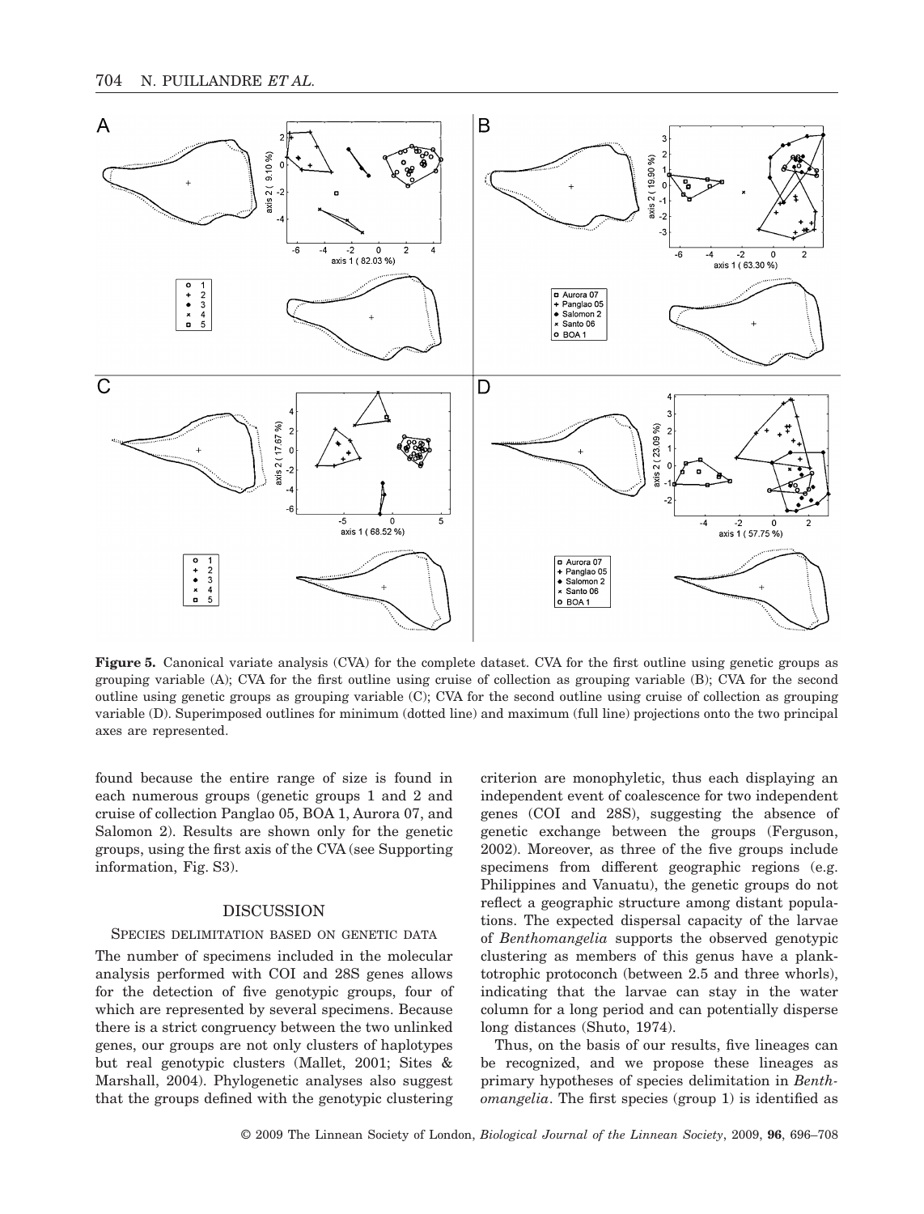**Figure 5.** Canonical variate analysis (CVA) for the complete dataset. CVA for the first outline using genetic groups as grouping variable (A); CVA for the first outline using cruise of collection as grouping variable (B); CVA for the second outline using genetic groups as grouping variable (C); CVA for the second outline using cruise of collection as grouping variable (D). Superimposed outlines for minimum (dotted line) and maximum (full line) projections onto the two principal axes are represented.

found because the entire range of size is found in each numerous groups (genetic groups 1 and 2 and cruise of collection Panglao 05, BOA 1, Aurora 07, and Salomon 2). Results are shown only for the genetic groups, using the first axis of the CVA (see Supporting information, Fig. S3).

## DISCUSSION

### SPECIES DELIMITATION BASED ON GENETIC DATA

The number of specimens included in the molecular analysis performed with COI and 28S genes allows for the detection of five genotypic groups, four of which are represented by several specimens. Because there is a strict congruency between the two unlinked genes, our groups are not only clusters of haplotypes but real genotypic clusters (Mallet, 2001; Sites & Marshall, 2004). Phylogenetic analyses also suggest that the groups defined with the genotypic clustering criterion are monophyletic, thus each displaying an independent event of coalescence for two independent genes (COI and 28S), suggesting the absence of genetic exchange between the groups (Ferguson, 2002). Moreover, as three of the five groups include specimens from different geographic regions (e.g. Philippines and Vanuatu), the genetic groups do not reflect a geographic structure among distant populations. The expected dispersal capacity of the larvae of *Benthomangelia* supports the observed genotypic clustering as members of this genus have a planktotrophic protoconch (between 2.5 and three whorls), indicating that the larvae can stay in the water column for a long period and can potentially disperse long distances (Shuto, 1974).

Thus, on the basis of our results, five lineages can be recognized, and we propose these lineages as primary hypotheses of species delimitation in *Benthomangelia*. The first species (group 1) is identified as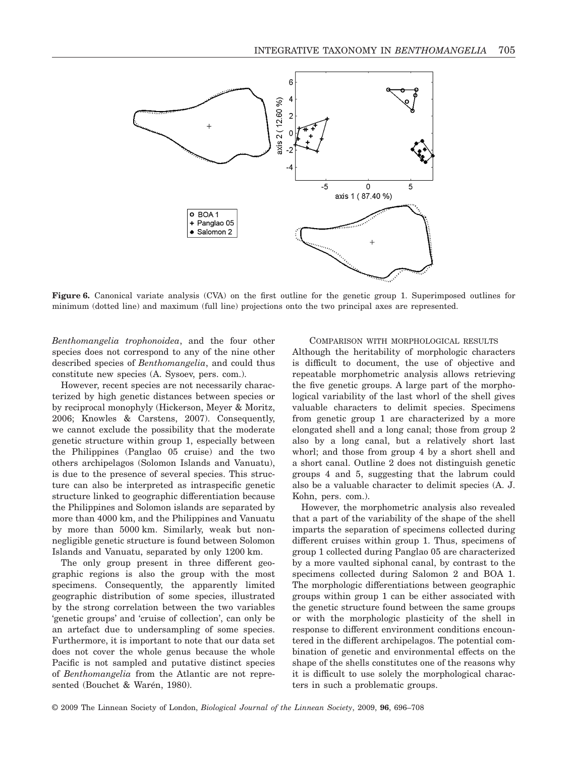**Figure 6.** Canonical variate analysis (CVA) on the first outline for the genetic group 1. Superimposed outlines for minimum (dotted line) and maximum (full line) projections onto the two principal axes are represented.

*Benthomangelia trophonoidea*, and the four other species does not correspond to any of the nine other described species of *Benthomangelia*, and could thus constitute new species (A. Sysoev, pers. com.).

However, recent species are not necessarily characterized by high genetic distances between species or by reciprocal monophyly (Hickerson, Meyer & Moritz, 2006; Knowles & Carstens, 2007). Consequently, we cannot exclude the possibility that the moderate genetic structure within group 1, especially between the Philippines (Panglao 05 cruise) and the two others archipelagos (Solomon Islands and Vanuatu), is due to the presence of several species. This structure can also be interpreted as intraspecific genetic structure linked to geographic differentiation because the Philippines and Solomon islands are separated by more than 4000 km, and the Philippines and Vanuatu by more than 5000 km. Similarly, weak but non-negligible genetic structure is found between Solomon Islands and Vanuatu, separated by only 1200 km.

The only group present in three different geographic regions is also the group with the most specimens. Consequently, the apparently limited geographic distribution of some species, illustrated by the strong correlation between the two variables 'genetic groups' and 'cruise of collection', can only be an artefact due to undersampling of some species. Furthermore, it is important to note that our data set does not cover the whole genus because the whole Pacific is not sampled and putative distinct species of *Benthomangelia* from the Atlantic are not represented (Bouchet & Warén, 1980).

### Comparison with morphological results

Although the heritability of morphologic characters is difficult to document, the use of objective and repeatable morphometric analysis allows retrieving the five genetic groups. A large part of the morphological variability of the last whorl of the shell gives valuable characters to delimit species. Specimens from genetic group 1 are characterized by a more elongated shell and a long canal; those from group 2 also by a long canal, but a relatively short last whorl; and those from group 4 by a short shell and a short canal. Outline 2 does not distinguish genetic groups 4 and 5, suggesting that the labrum could also be a valuable character to delimit species (A. J. Kohn, pers. com.).

However, the morphometric analysis also revealed that a part of the variability of the shape of the shell imparts the separation of specimens collected during different cruises within group 1. Thus, specimens of group 1 collected during Panglao 05 are characterized by a more vaulted siphonal canal, by contrast to the specimens collected during Salomon 2 and BOA 1. The morphologic differentiations between geographic groups within group 1 can be either associated with the genetic structure found between the same groups or with the morphologic plasticity of the shell in response to different environment conditions encountered in the different archipelagos. The potential combination of genetic and environmental effects on the shape of the shells constitutes one of the reasons why it is difficult to use solely the morphological characters in such a problematic groups.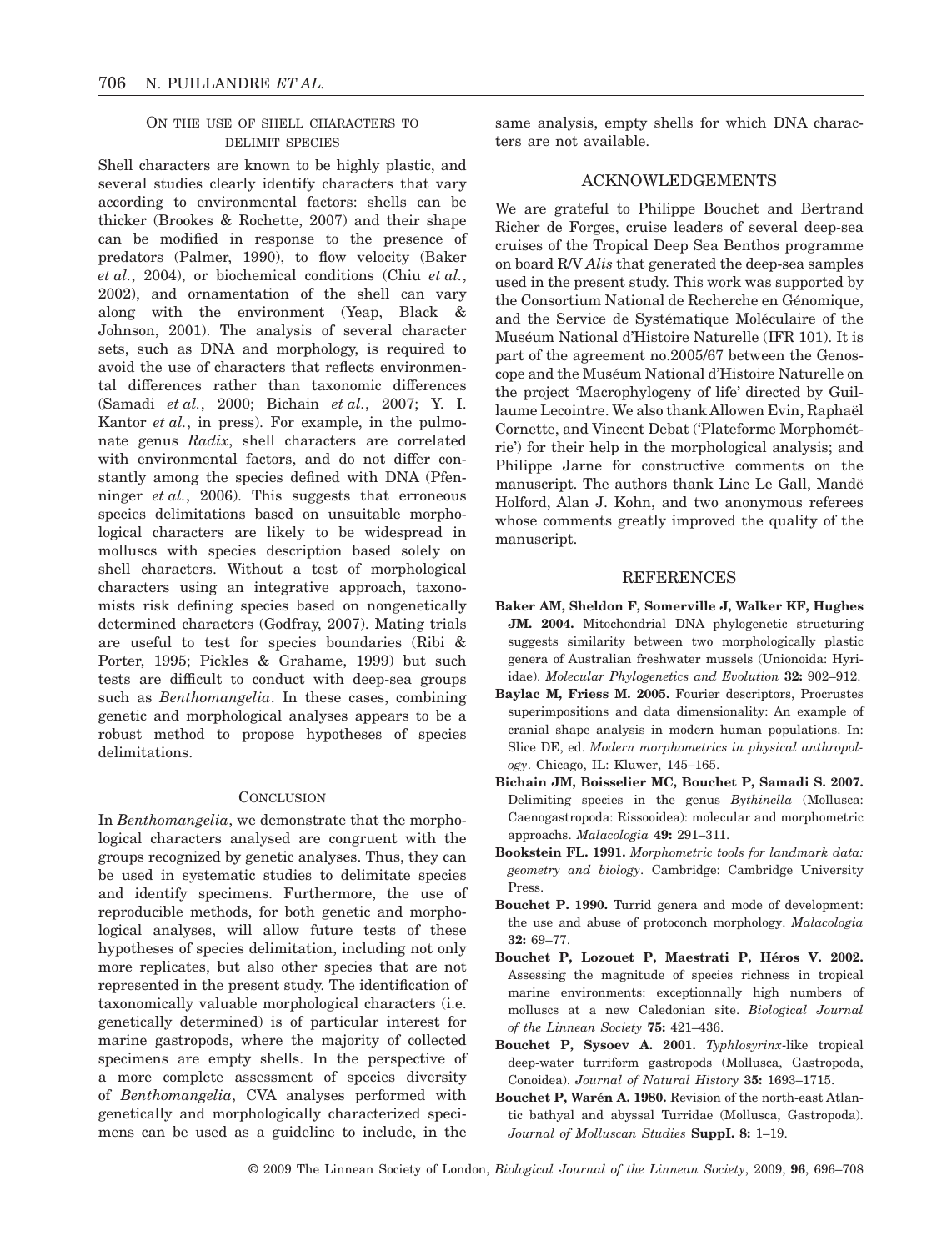## On the use of shell characters to delimit species

Shell characters are known to be highly plastic, and several studies clearly identify characters that vary according to environmental factors: shells can be thicker (Brookes & Rochette, 2007) and their shape can be modified in response to the presence of predators (Palmer, 1990), to flow velocity (Baker *et al.*, 2004), or biochemical conditions (Chiu *et al.*, 2002), and ornamentation of the shell can vary along with the environment (Yeap, Black & Johnson, 2001). The analysis of several character sets, such as DNA and morphology, is required to avoid the use of characters that reflects environmental differences rather than taxonomic differences (Samadi *et al.*, 2000; Bichain *et al.*, 2007; Y. I. Kantor *et al.*, in press). For example, in the pulmonate genus *Radix*, shell characters are correlated with environmental factors, and do not differ constantly among the species defined with DNA (Pfenninger *et al.*, 2006). This suggests that erroneous species delimitations based on unsuitable morphological characters are likely to be widespread in molluscs with species description based solely on shell characters. Without a test of morphological characters using an integrative approach, taxonomists risk defining species based on nongenetically determined characters (Godfray, 2007). Mating trials are useful to test for species boundaries (Ribi & Porter, 1995; Pickles & Grahame, 1999) but such tests are difficult to conduct with deep-sea groups such as *Benthomangelia*. In these cases, combining genetic and morphological analyses appears to be a robust method to propose hypotheses of species delimitations.

## Conclusion

In *Benthomangelia*, we demonstrate that the morphological characters analysed are congruent with the groups recognized by genetic analyses. Thus, they can be used in systematic studies to delimitate species and identify specimens. Furthermore, the use of reproducible methods, for both genetic and morphological analyses, will allow future tests of these hypotheses of species delimitation, including not only more replicates, but also other species that are not represented in the present study. The identification of taxonomically valuable morphological characters (i.e. genetically determined) is of particular interest for marine gastropods, where the majority of collected specimens are empty shells. In the perspective of a more complete assessment of species diversity of *Benthomangelia*, CVA analyses performed with genetically and morphologically characterized specimens can be used as a guideline to include, in the same analysis, empty shells for which DNA characters are not available.

## Acknowledgements

We are grateful to Philippe Bouchet and Bertrand Richer de Forges, cruise leaders of several deep-sea cruises of the Tropical Deep Sea Benthos programme on board R/V *Alis* that generated the deep-sea samples used in the present study. This work was supported by the Consortium National de Recherche en Génomique, and the Service de Systématique Moléculaire of the Muséum National d'Histoire Naturelle (IFR 101). It is part of the agreement no.2005/67 between the Genoscope and the Muséum National d'Histoire Naturelle on the project 'Macrophylogeny of life' directed by Guillaume Lecointre. We also thank Allowen Evin, Raphaël Cornette, and Vincent Debat ('Plateforme Morphométrie') for their help in the morphological analysis; and Philippe Jarne for constructive comments on the manuscript. The authors thank Line Le Gall, Mandë Holford, Alan J. Kohn, and two anonymous referees whose comments greatly improved the quality of the manuscript.

## References

**Baker AM, Sheldon F, Somerville J, Walker KF, Hughes JM. 2004.** Mitochondrial DNA phylogenetic structuring suggests similarity between two morphologically plastic genera of Australian freshwater mussels (Unionoida: Hyriidae). *Molecular Phylogenetics and Evolution* **32:** 902–912.

**Baylac M, Friess M. 2005.** Fourier descriptors, Procrustes superimpositions and data dimensionality: An example of cranial shape analysis in modern human populations. In: Slice DE, ed. *Modern morphometrics in physical anthropology*. Chicago, IL: Kluwer, 145–165.

**Bichain JM, Boisselier MC, Bouchet P, Samadi S. 2007.** Delimiting species in the genus *Bythinella* (Mollusca: Caenogastropoda: Rissooidea): molecular and morphometric approachs. *Malacologia* **49:** 291–311.

**Bookstein FL. 1991.** *Morphometric tools for landmark data: geometry and biology*. Cambridge: Cambridge University Press.

**Bouchet P. 1990.** Turrid genera and mode of development: the use and abuse of protoconch morphology. *Malacologia* **32:** 69–77.

**Bouchet P, Lozouet P, Maestrati P, Héros V. 2002.** Assessing the magnitude of species richness in tropical marine environments: exceptionnally high numbers of molluscs at a new Caledonian site. *Biological Journal of the Linnean Society* **75:** 421–436.

**Bouchet P, Sysoev A. 2001.** *Typhlosyrinx*-like tropical deep-water turriform gastropods (Mollusca, Gastropoda, Conoidea). *Journal of Natural History* **35:** 1693–1715.

**Bouchet P, Warén A. 1980.** Revision of the north-east Atlantic bathyal and abyssal Turridae (Mollusca, Gastropoda). *Journal of Molluscan Studies* **Suppl. 8:** 1–19.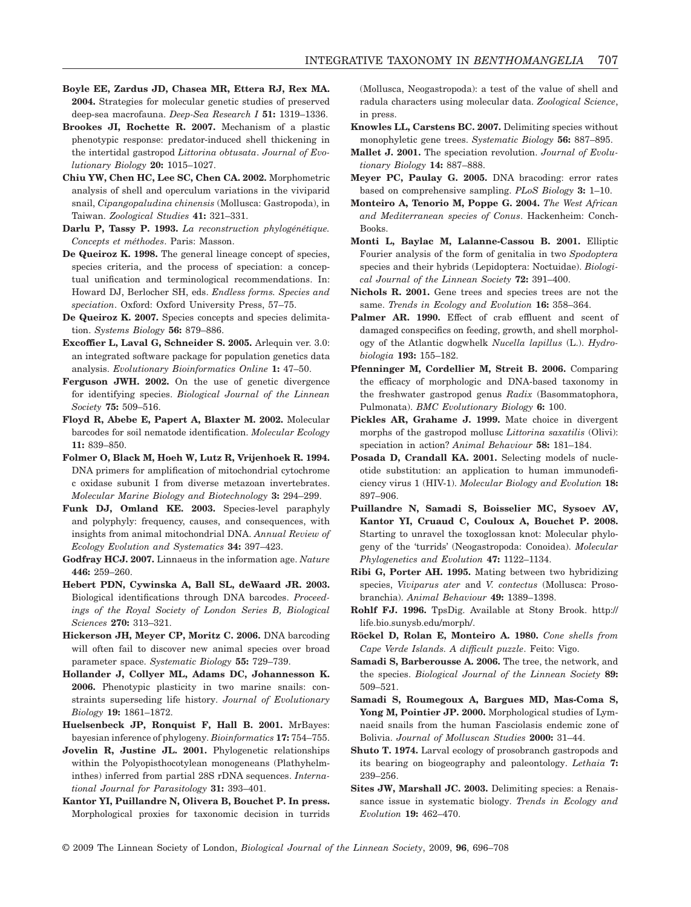**Boyle EE, Zardus JD, Chasea MR, Ettera RJ, Rex MA. 2004.** Strategies for molecular genetic studies of preserved deep-sea macrofauna. *Deep-Sea Research I* **51:** 1319–1336.

**Brookes JI, Rochette R. 2007.** Mechanism of a plastic phenotypic response: predator-induced shell thickening in the intertidal gastropod *Littorina obtusata*. *Journal of Evolutionary Biology* **20:** 1015–1027.

**Chiu YW, Chen HC, Lee SC, Chen CA. 2002.** Morphometric analysis of shell and operculum variations in the viviparid snail, *Cipangopaludina chinensis* (Mollusca: Gastropoda), in Taiwan. *Zoological Studies* **41:** 321–331.

**Darlu P, Tassy P. 1993.** *La reconstruction phylogénétique. Concepts et méthodes*. Paris: Masson.

**De Queiroz K. 1998.** The general lineage concept of species, species criteria, and the process of speciation: a conceptual unification and terminological recommendations. In: Howard DJ, Berlocher SH, eds. *Endless forms. Species and speciation*. Oxford: Oxford University Press, 57–75.

**De Queiroz K. 2007.** Species concepts and species delimitation. *Systems Biology* **56:** 879–886.

**Excoffier L, Laval G, Schneider S. 2005.** Arlequin ver. 3.0: an integrated software package for population genetics data analysis. *Evolutionary Bioinformatics Online* **1:** 47–50.

**Ferguson JWH. 2002.** On the use of genetic divergence for identifying species. *Biological Journal of the Linnean Society* **75:** 509–516.

**Floyd R, Abebe E, Papert A, Blaxter M. 2002.** Molecular barcodes for soil nematode identification. *Molecular Ecology* **11:** 839–850.

**Folmer O, Black M, Hoeh W, Lutz R, Vrijenhoek R. 1994.** DNA primers for amplification of mitochondrial cytochrome c oxidase subunit I from diverse metazoan invertebrates. *Molecular Marine Biology and Biotechnology* **3:** 294–299.

**Funk DJ, Omland KE. 2003.** Species-level paraphyly and polyphyly: frequency, causes, and consequences, with insights from animal mitochondrial DNA. *Annual Review of Ecology Evolution and Systematics* **34:** 397–423.

**Godfray HCJ. 2007.** Linnaeus in the information age. *Nature* **446:** 259–260.

**Hebert PDN, Cywinska A, Ball SL, deWaard JR. 2003.** Biological identifications through DNA barcodes. *Proceedings of the Royal Society of London Series B, Biological Sciences* **270:** 313–321.

**Hickerson JH, Meyer CP, Moritz C. 2006.** DNA barcoding will often fail to discover new animal species over broad parameter space. *Systematic Biology* **55:** 729–739.

**Hollander J, Collyer ML, Adams DC, Johannesson K. 2006.** Phenotypic plasticity in two marine snails: constraints superseding life history. *Journal of Evolutionary Biology* **19:** 1861–1872.

**Huelsenbeck JP, Ronquist F, Hall B. 2001.** MrBayes: bayesian inference of phylogeny. *Bioinformatics* **17:** 754–755.

**Jovelin R, Justine JL. 2001.** Phylogenetic relationships within the Polyopisthocotylean monogeneans (Plathyhelminthes) inferred from partial 28S rDNA sequences. *International Journal for Parasitology* **31:** 393–401.

**Kantor YI, Puillandre N, Olivera B, Bouchet P. In press.** Morphological proxies for taxonomic decision in turrids (Mollusca, Neogastropoda): a test of the value of shell and radula characters using molecular data. *Zoological Science*, in press.

**Knowles LL, Carstens BC. 2007.** Delimiting species without monophyletic gene trees. *Systematic Biology* **56:** 887–895.

**Mallet J. 2001.** The speciation revolution. *Journal of Evolutionary Biology* **14:** 887–888.

**Meyer PC, Paulay G. 2005.** DNA bracoding: error rates based on comprehensive sampling. *PLoS Biology* **3:** 1–10.

**Monteiro A, Tenorio M, Poppe G. 2004.** *The West African and Mediterranean species of Conus*. Hackenheim: Conch-Books.

**Monti L, Baylac M, Lalanne-Cassou B. 2001.** Elliptic Fourier analysis of the form of genitalia in two *Spodoptera* species and their hybrids (Lepidoptera: Noctuidae). *Biological Journal of the Linnean Society* **72:** 391–400.

**Nichols R. 2001.** Gene trees and species trees are not the same. *Trends in Ecology and Evolution* **16:** 358–364.

**Palmer AR. 1990.** Effect of crab effluent and scent of damaged conspecifics on feeding, growth, and shell morphology of the Atlantic dogwhelk *Nucella lapillus* (L.). *Hydrobiologia* **193:** 155–182.

**Pfenninger M, Cordellier M, Streit B. 2006.** Comparing the efficacy of morphologic and DNA-based taxonomy in the freshwater gastropod genus *Radix* (Basommatophora, Pulmonata). *BMC Evolutionary Biology* **6:** 100.

**Pickles AR, Grahame J. 1999.** Mate choice in divergent morphs of the gastropod mollusc *Littorina saxatilis* (Olivi): speciation in action? *Animal Behaviour* **58:** 181–184.

**Posada D, Crandall KA. 2001.** Selecting models of nucleotide substitution: an application to human immunodeficiency virus 1 (HIV-1). *Molecular Biology and Evolution* **18:** 897–906.

**Puillandre N, Samadi S, Boisselier MC, Sysoev AV, Kantor YI, Cruaud C, Couloux A, Bouchet P. 2008.** Starting to unravel the toxoglossan knot: Molecular phylogeny of the 'turrids' (Neogastropoda: Conoidea). *Molecular Phylogenetics and Evolution* **47:** 1122–1134.

**Ribi G, Porter AH. 1995.** Mating between two hybridizing species, *Viviparus ater* and *V. contectus* (Mollusca: Prosobranchia). *Animal Behaviour* **49:** 1389–1398.

**Rohlf FJ. 1996.** TpsDig. Available at Stony Brook. http://life.bio.sunysb.edu/morph/.

**Röckel D, Rolan E, Monteiro A. 1980.** *Cone shells from Cape Verde Islands. A difficult puzzle*. Feito: Vigo.

**Samadi S, Barberousse A. 2006.** The tree, the network, and the species. *Biological Journal of the Linnean Society* **89:** 509–521.

**Samadi S, Roumegoux A, Bargues MD, Mas-Coma S, Yong M, Pointier JP. 2000.** Morphological studies of Lymnaeid snails from the human Fasciolasis endemic zone of Bolivia. *Journal of Molluscan Studies* **2000:** 31–44.

**Shuto T. 1974.** Larval ecology of prosobranch gastropods and its bearing on biogeography and paleontology. *Lethaia* **7:** 239–256.

**Sites JW, Marshall JC. 2003.** Delimiting species: a Renaissance issue in systematic biology. *Trends in Ecology and Evolution* **19:** 462–470.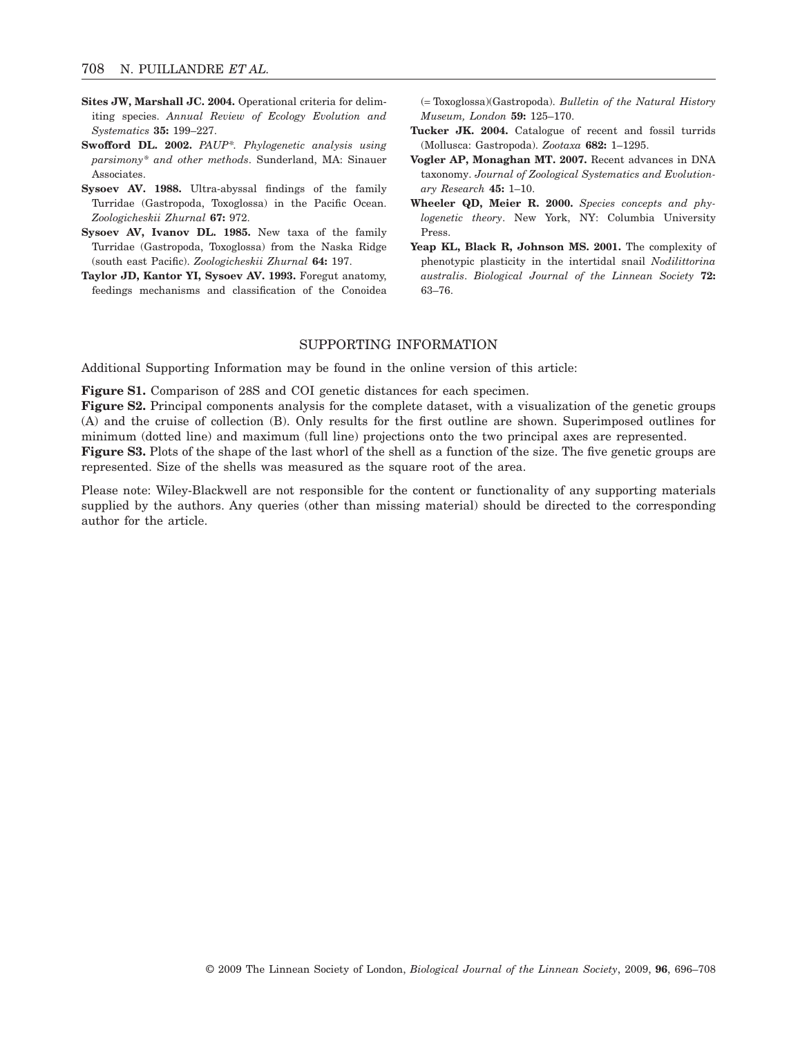**Sites JW, Marshall JC. 2004.** Operational criteria for delimiting species. *Annual Review of Ecology Evolution and Systematics* **35:** 199–227.

**Swofford DL. 2002.** *PAUP\*. Phylogenetic analysis using parsimony\* and other methods*. Sunderland, MA: Sinauer Associates.

**Sysoev AV. 1988.** Ultra-abyssal findings of the family Turridae (Gastropoda, Toxoglossa) in the Pacific Ocean. *Zoologicheskii Zhurnal* **67:** 972.

**Sysoev AV, Ivanov DL. 1985.** New taxa of the family Turridae (Gastropoda, Toxoglossa) from the Naska Ridge (south east Pacific). *Zoologicheskii Zhurnal* **64:** 197.

**Taylor JD, Kantor YI, Sysoev AV. 1993.** Foregut anatomy, feedings mechanisms and classification of the Conoidea (= Toxoglossa)(Gastropoda). *Bulletin of the Natural History Museum, London* **59:** 125–170.

**Tucker JK. 2004.** Catalogue of recent and fossil turrids (Mollusca: Gastropoda). *Zootaxa* **682:** 1–1295.

**Vogler AP, Monaghan MT. 2007.** Recent advances in DNA taxonomy. *Journal of Zoological Systematics and Evolutionary Research* **45:** 1–10.

**Wheeler QD, Meier R. 2000.** *Species concepts and phylogenetic theory*. New York, NY: Columbia University Press.

**Yeap KL, Black R, Johnson MS. 2001.** The complexity of phenotypic plasticity in the intertidal snail *Nodilittorina australis*. *Biological Journal of the Linnean Society* **72:** 63–76.

## SUPPORTING INFORMATION

Additional Supporting Information may be found in the online version of this article:

**Figure S1.** Comparison of 28S and COI genetic distances for each specimen.

**Figure S2.** Principal components analysis for the complete dataset, with a visualization of the genetic groups (A) and the cruise of collection (B). Only results for the first outline are shown. Superimposed outlines for minimum (dotted line) and maximum (full line) projections onto the two principal axes are represented.

**Figure S3.** Plots of the shape of the last whorl of the shell as a function of the size. The five genetic groups are represented. Size of the shells was measured as the square root of the area.

Please note: Wiley-Blackwell are not responsible for the content or functionality of any supporting materials supplied by the authors. Any queries (other than missing material) should be directed to the corresponding author for the article.